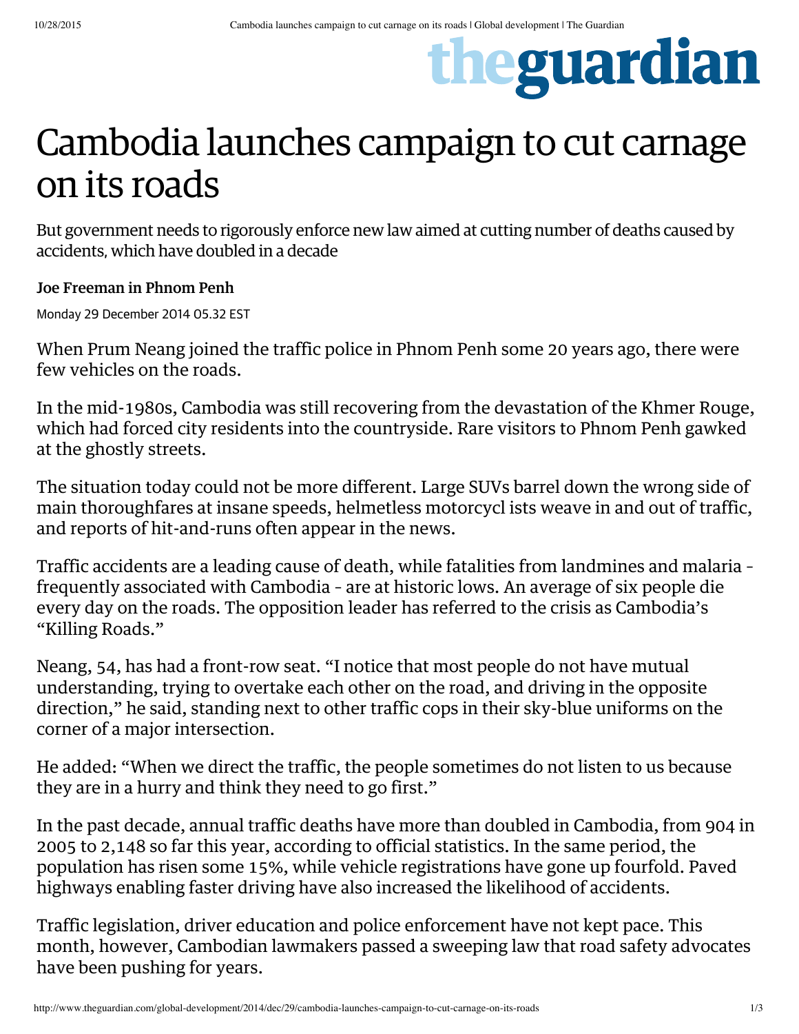# Cambodia launches campaign to cut carnage on its roads

But government needs to rigorously enforce new law aimed at cutting number of deaths caused by accidents, which have doubled in a decade

**Joe Freeman in Phnom Penh**

Monday 29 December 2014 05.32 EST

When Prum Neang joined the traffic police in Phnom Penh some 20 years ago, there were few vehicles on the roads.

In the mid-1980s, Cambodia was still recovering from the devastation of the Khmer Rouge, which had forced city residents into the countryside. Rare visitors to Phnom Penh gawked at the ghostly streets.

The situation today could not be more different. Large SUVs barrel down the wrong side of main thoroughfares at insane speeds, helmetless motorcycl ists weave in and out of traffic, and reports of hit-and-runs often appear in the news.

Traffic accidents are a leading cause of death, while fatalities from landmines and malaria – frequently associated with Cambodia – are at historic lows. An average of six people die every day on the roads. The opposition leader has referred to the crisis as Cambodia's "Killing Roads."

Neang, 54, has had a front-row seat. "I notice that most people do not have mutual understanding, trying to overtake each other on the road, and driving in the opposite direction," he said, standing next to other traffic cops in their sky-blue uniforms on the corner of a major intersection.

He added: "When we direct the traffic, the people sometimes do not listen to us because they are in a hurry and think they need to go first."

In the past decade, annual traffic deaths have more than doubled in Cambodia, from 904 in 2005 to 2,148 so far this year, according to official statistics. In the same period, the population has risen some 15%, while vehicle registrations have gone up fourfold. Paved highways enabling faster driving have also increased the likelihood of accidents.

Traffic legislation, driver education and police enforcement have not kept pace. This month, however, Cambodian lawmakers passed a sweeping law that road safety advocates have been pushing for years.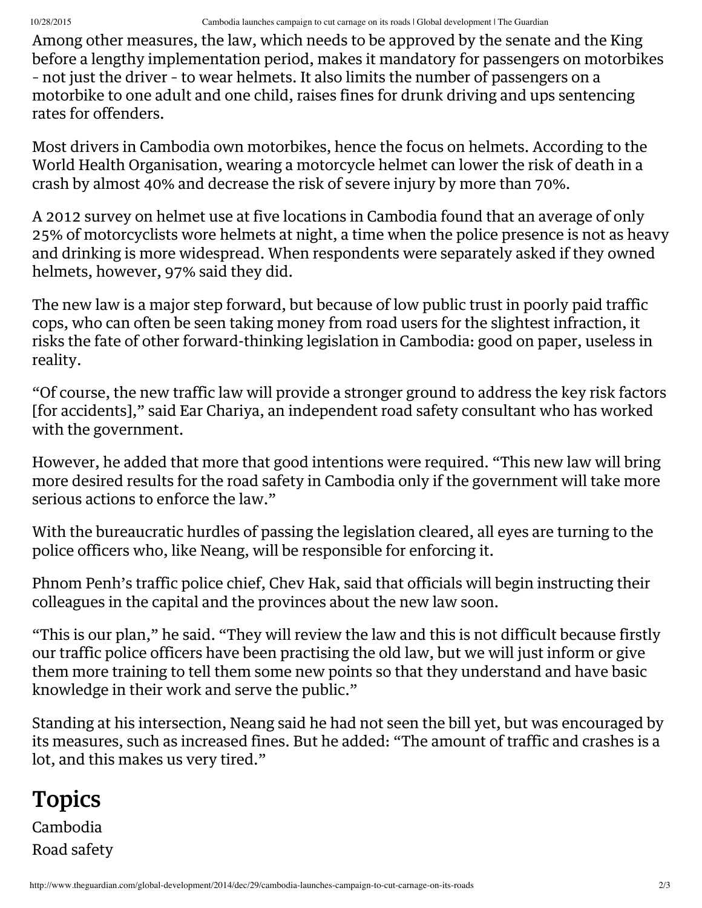Among other measures, the law, which needs to be approved by the senate and the King before a lengthy implementation period, makes it mandatory for passengers on motorbikes - not just the driver - to wear helmets. It also limits the number of passengers on a motorbike to one adult and one child, raises fines for drunk driving and ups sentencing rates for offenders.

Most drivers in Cambodia own motorbikes, hence the focus on helmets. According to the World Health Organisation, wearing a motorcycle helmet can lower the risk of death in a crash by almost 40% and decrease the risk of severe injury by more than 70%.

A 2012 survey on helmet use at five locations in Cambodia found that an average of only 25% of motorcyclists wore helmets at night, a time when the police presence is not as heavy and drinking is more widespread. When respondents were separately asked if they owned helmets, however, 97% said they did.

The new law is a major step forward, but because of low public trust in poorly paid traffic cops, who can often be seen taking money from road users for the slightest infraction, it risks the fate of other forward-thinking legislation in Cambodia: good on paper, useless in reality.

"Of course, the new traffic law will provide a stronger ground to address the key risk factors [for accidents]," said Ear Chariya, an independent road safety consultant who has worked with the government.

However, he added that more that good intentions were required. "This new law will bring more desired results for the road safety in Cambodia only if the government will take more serious actions to enforce the law."

With the bureaucratic hurdles of passing the legislation cleared, all eyes are turning to the police officers who, like Neang, will be responsible for enforcing it.

Phnom Penh's traffic police chief, Chev Hak, said that officials will begin instructing their colleagues in the capital and the provinces about the new law soon.

"This is our plan," he said. "They will review the law and this is not difficult because firstly our traffic police officers have been practising the old law, but we will just inform or give them more training to tell them some new points so that they understand and have basic knowledge in their work and serve the public."

Standing at his intersection, Neang said he had not seen the bill yet, but was encouraged by its measures, such as increased fines. But he added: "The amount of traffic and crashes is a lot, and this makes us very tired."

## Topics

Cambodia
Road safety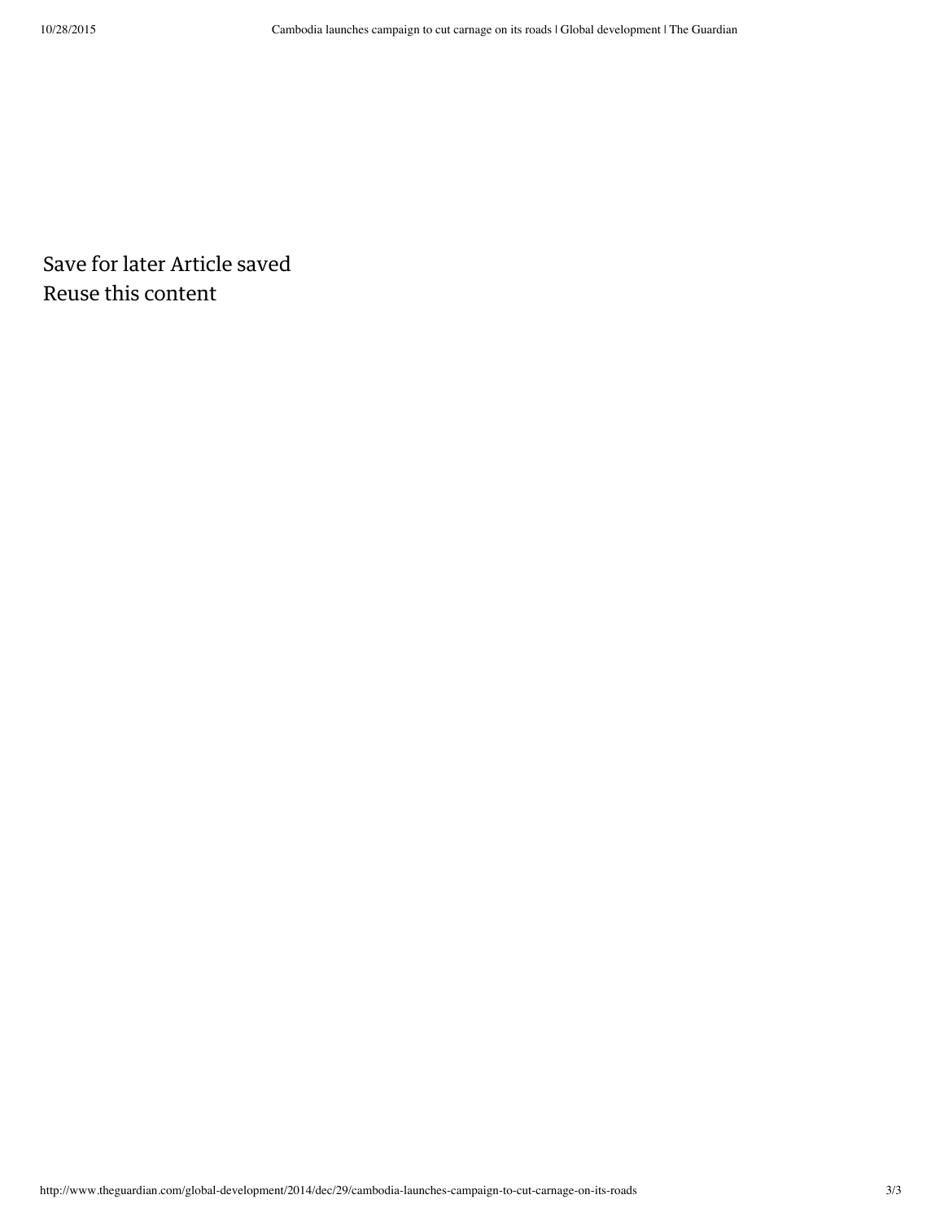Save for later Article saved
Reuse this content